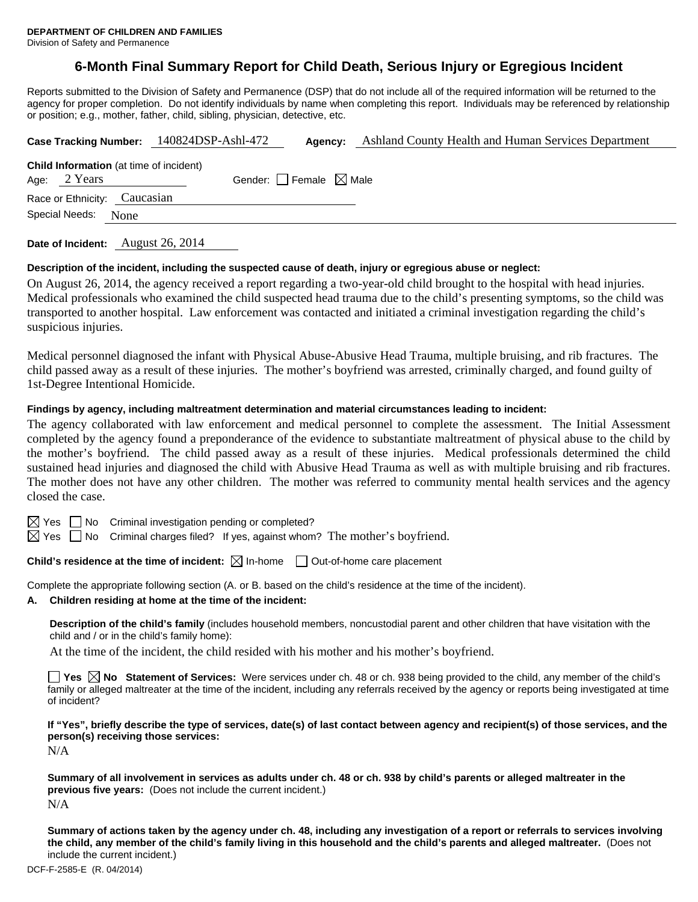**DEPARTMENT OF CHILDREN AND FAMILIES**
Division of Safety and Permanence

# 6-Month Final Summary Report for Child Death, Serious Injury or Egregious Incident

Reports submitted to the Division of Safety and Permanence (DSP) that do not include all of the required information will be returned to the agency for proper completion. Do not identify individuals by name when completing this report. Individuals may be referenced by relationship or position; e.g., mother, father, child, sibling, physician, detective, etc.

**Case Tracking Number:** 140824DSP-Ashl-472 **Agency:** Ashland County Health and Human Services Department

**Child Information** (at time of incident)
Age: 2 Years Gender: ☐ Female ☒ Male
Race or Ethnicity: Caucasian
Special Needs: None

**Date of Incident:** August 26, 2014

**Description of the incident, including the suspected cause of death, injury or egregious abuse or neglect:**

On August 26, 2014, the agency received a report regarding a two-year-old child brought to the hospital with head injuries. Medical professionals who examined the child suspected head trauma due to the child's presenting symptoms, so the child was transported to another hospital. Law enforcement was contacted and initiated a criminal investigation regarding the child's suspicious injuries.

Medical personnel diagnosed the infant with Physical Abuse-Abusive Head Trauma, multiple bruising, and rib fractures. The child passed away as a result of these injuries. The mother's boyfriend was arrested, criminally charged, and found guilty of 1st-Degree Intentional Homicide.

**Findings by agency, including maltreatment determination and material circumstances leading to incident:**

The agency collaborated with law enforcement and medical personnel to complete the assessment. The Initial Assessment completed by the agency found a preponderance of the evidence to substantiate maltreatment of physical abuse to the child by the mother's boyfriend. The child passed away as a result of these injuries. Medical professionals determined the child sustained head injuries and diagnosed the child with Abusive Head Trauma as well as with multiple bruising and rib fractures. The mother does not have any other children. The mother was referred to community mental health services and the agency closed the case.

☒ Yes ☐ No Criminal investigation pending or completed?
☒ Yes ☐ No Criminal charges filed? If yes, against whom? The mother's boyfriend.

**Child's residence at the time of incident:** ☒ In-home ☐ Out-of-home care placement

Complete the appropriate following section (A. or B. based on the child's residence at the time of the incident).

**A. Children residing at home at the time of the incident:**

**Description of the child's family** (includes household members, noncustodial parent and other children that have visitation with the child and / or in the child's family home):

At the time of the incident, the child resided with his mother and his mother's boyfriend.

☐ **Yes** ☒ **No Statement of Services:** Were services under ch. 48 or ch. 938 being provided to the child, any member of the child's family or alleged maltreater at the time of the incident, including any referrals received by the agency or reports being investigated at time of incident?

**If "Yes", briefly describe the type of services, date(s) of last contact between agency and recipient(s) of those services, and the person(s) receiving those services:**

N/A

**Summary of all involvement in services as adults under ch. 48 or ch. 938 by child's parents or alleged maltreater in the previous five years:** (Does not include the current incident.)

N/A

**Summary of actions taken by the agency under ch. 48, including any investigation of a report or referrals to services involving the child, any member of the child's family living in this household and the child's parents and alleged maltreater.** (Does not include the current incident.)

DCF-F-2585-E (R. 04/2014)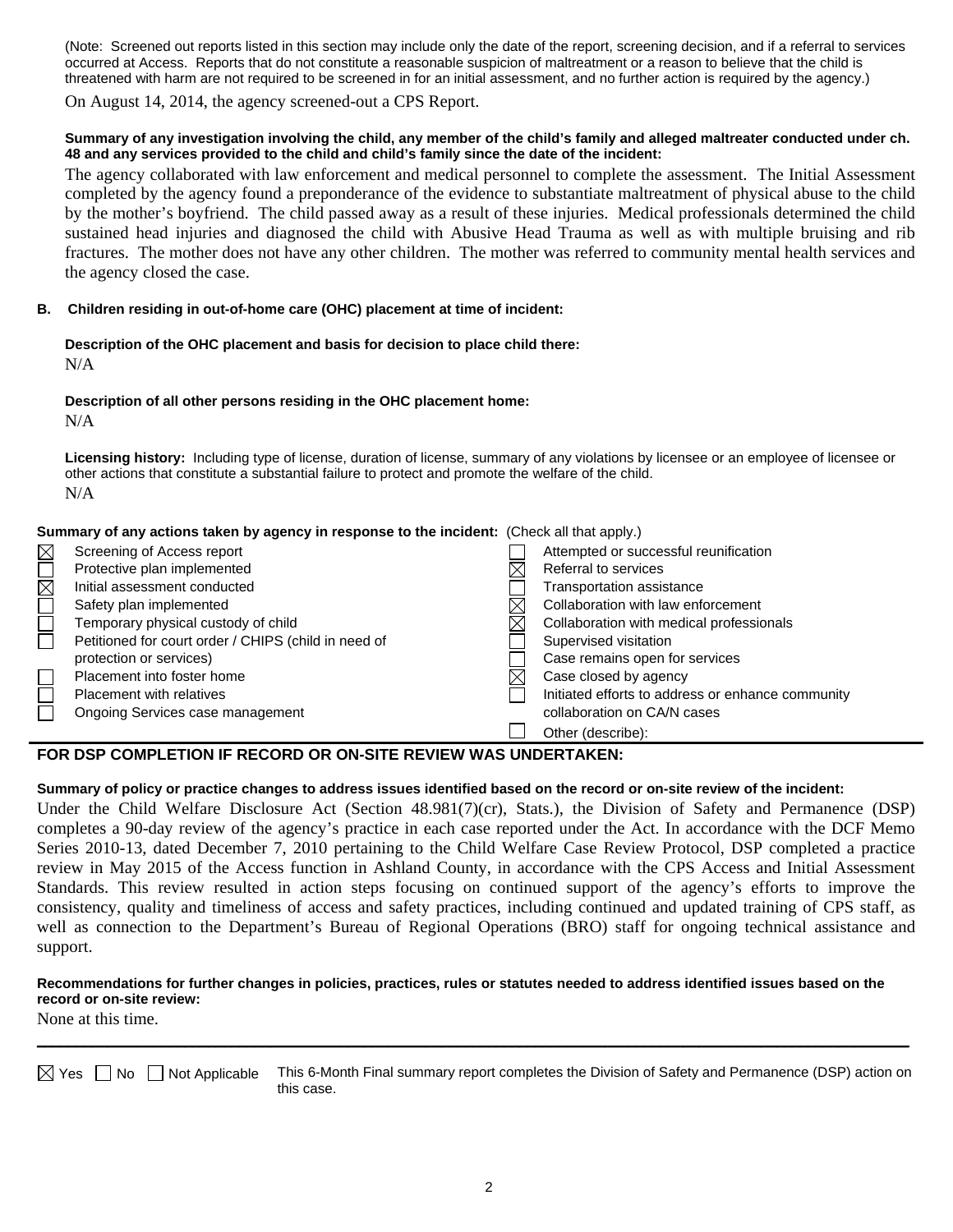(Note: Screened out reports listed in this section may include only the date of the report, screening decision, and if a referral to services occurred at Access. Reports that do not constitute a reasonable suspicion of maltreatment or a reason to believe that the child is threatened with harm are not required to be screened in for an initial assessment, and no further action is required by the agency.)

On August 14, 2014, the agency screened-out a CPS Report.

**Summary of any investigation involving the child, any member of the child's family and alleged maltreater conducted under ch. 48 and any services provided to the child and child's family since the date of the incident:**

The agency collaborated with law enforcement and medical personnel to complete the assessment. The Initial Assessment completed by the agency found a preponderance of the evidence to substantiate maltreatment of physical abuse to the child by the mother's boyfriend. The child passed away as a result of these injuries. Medical professionals determined the child sustained head injuries and diagnosed the child with Abusive Head Trauma as well as with multiple bruising and rib fractures. The mother does not have any other children. The mother was referred to community mental health services and the agency closed the case.

**B. Children residing in out-of-home care (OHC) placement at time of incident:**

**Description of the OHC placement and basis for decision to place child there:**

N/A

**Description of all other persons residing in the OHC placement home:**

N/A

**Licensing history:** Including type of license, duration of license, summary of any violations by licensee or an employee of licensee or other actions that constitute a substantial failure to protect and promote the welfare of the child.

N/A

**Summary of any actions taken by agency in response to the incident:** (Check all that apply.)

| | | | |
|---|---|---|---|
| ☒ | Screening of Access report | ☐ | Attempted or successful reunification |
| ☐ | Protective plan implemented | ☒ | Referral to services |
| ☒ | Initial assessment conducted | ☐ | Transportation assistance |
| ☐ | Safety plan implemented | ☒ | Collaboration with law enforcement |
| ☐ | Temporary physical custody of child | ☒ | Collaboration with medical professionals |
| ☐ | Petitioned for court order / CHIPS (child in need of protection or services) | ☐ | Supervised visitation |
| | | ☐ | Case remains open for services |
| ☐ | Placement into foster home | ☒ | Case closed by agency |
| ☐ | Placement with relatives | ☐ | Initiated efforts to address or enhance community collaboration on CA/N cases |
| ☐ | Ongoing Services case management | ☐ | Other (describe): |

## FOR DSP COMPLETION IF RECORD OR ON-SITE REVIEW WAS UNDERTAKEN:

**Summary of policy or practice changes to address issues identified based on the record or on-site review of the incident:**

Under the Child Welfare Disclosure Act (Section 48.981(7)(cr), Stats.), the Division of Safety and Permanence (DSP) completes a 90-day review of the agency's practice in each case reported under the Act. In accordance with the DCF Memo Series 2010-13, dated December 7, 2010 pertaining to the Child Welfare Case Review Protocol, DSP completed a practice review in May 2015 of the Access function in Ashland County, in accordance with the CPS Access and Initial Assessment Standards. This review resulted in action steps focusing on continued support of the agency's efforts to improve the consistency, quality and timeliness of access and safety practices, including continued and updated training of CPS staff, as well as connection to the Department's Bureau of Regional Operations (BRO) staff for ongoing technical assistance and support.

**Recommendations for further changes in policies, practices, rules or statutes needed to address identified issues based on the record or on-site review:**

None at this time.

---

☒ Yes ☐ No ☐ Not Applicable This 6-Month Final summary report completes the Division of Safety and Permanence (DSP) action on this case.